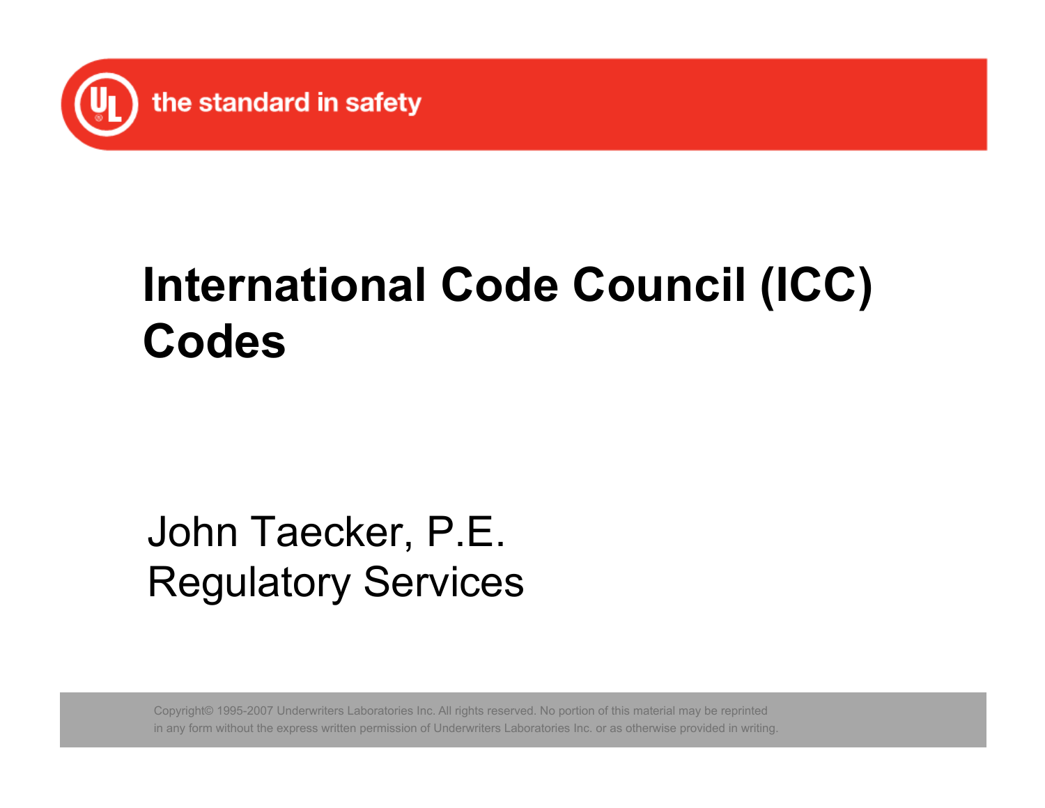# International Code Council (ICC) Codes

John Taecker, P.E.
Regulatory Services

Copyright© 1995-2007 Underwriters Laboratories Inc. All rights reserved. No portion of this material may be reprinted in any form without the express written permission of Underwriters Laboratories Inc. or as otherwise provided in writing.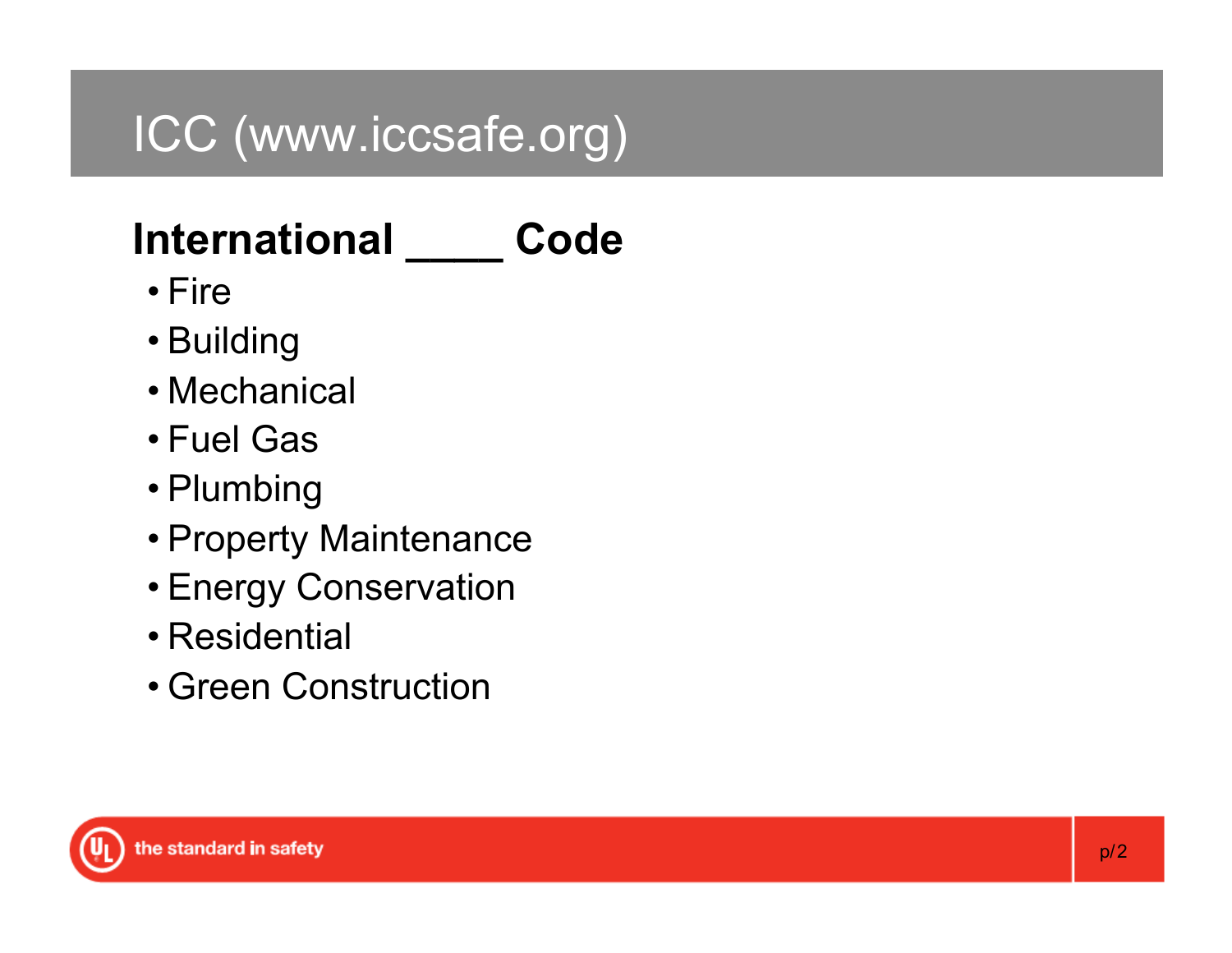# ICC (www.iccsafe.org)

## International ____ Code

- Fire
- Building
- Mechanical
- Fuel Gas
- Plumbing
- Property Maintenance
- Energy Conservation
- Residential
- Green Construction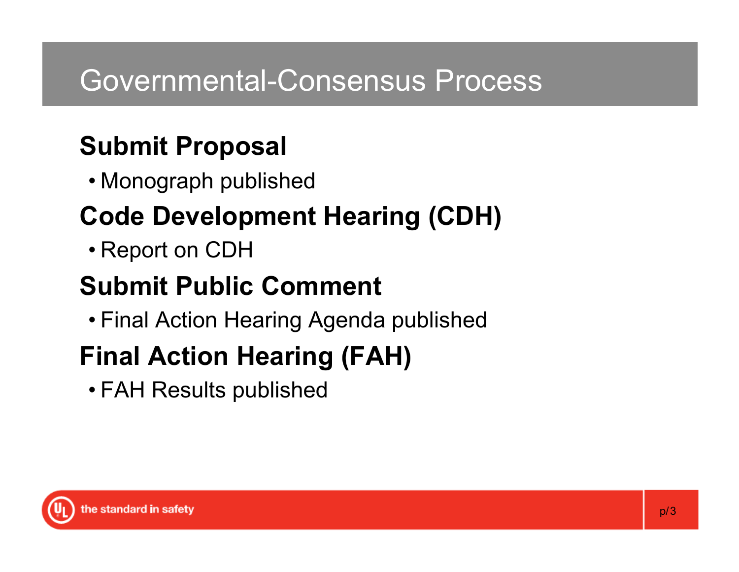# Governmental-Consensus Process

## Submit Proposal

- Monograph published

## Code Development Hearing (CDH)

- Report on CDH

## Submit Public Comment

- Final Action Hearing Agenda published

## Final Action Hearing (FAH)

- FAH Results published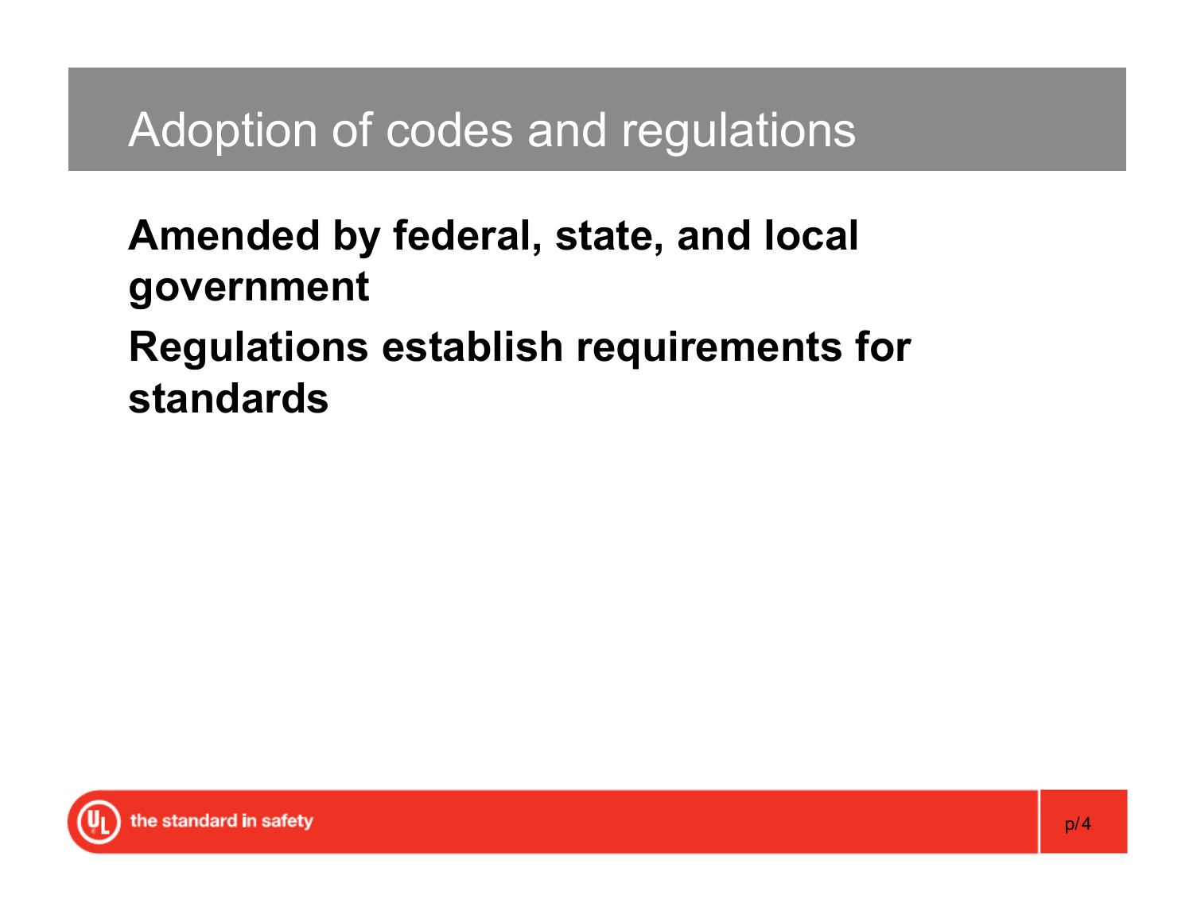# Adoption of codes and regulations

**Amended by federal, state, and local government**

**Regulations establish requirements for standards**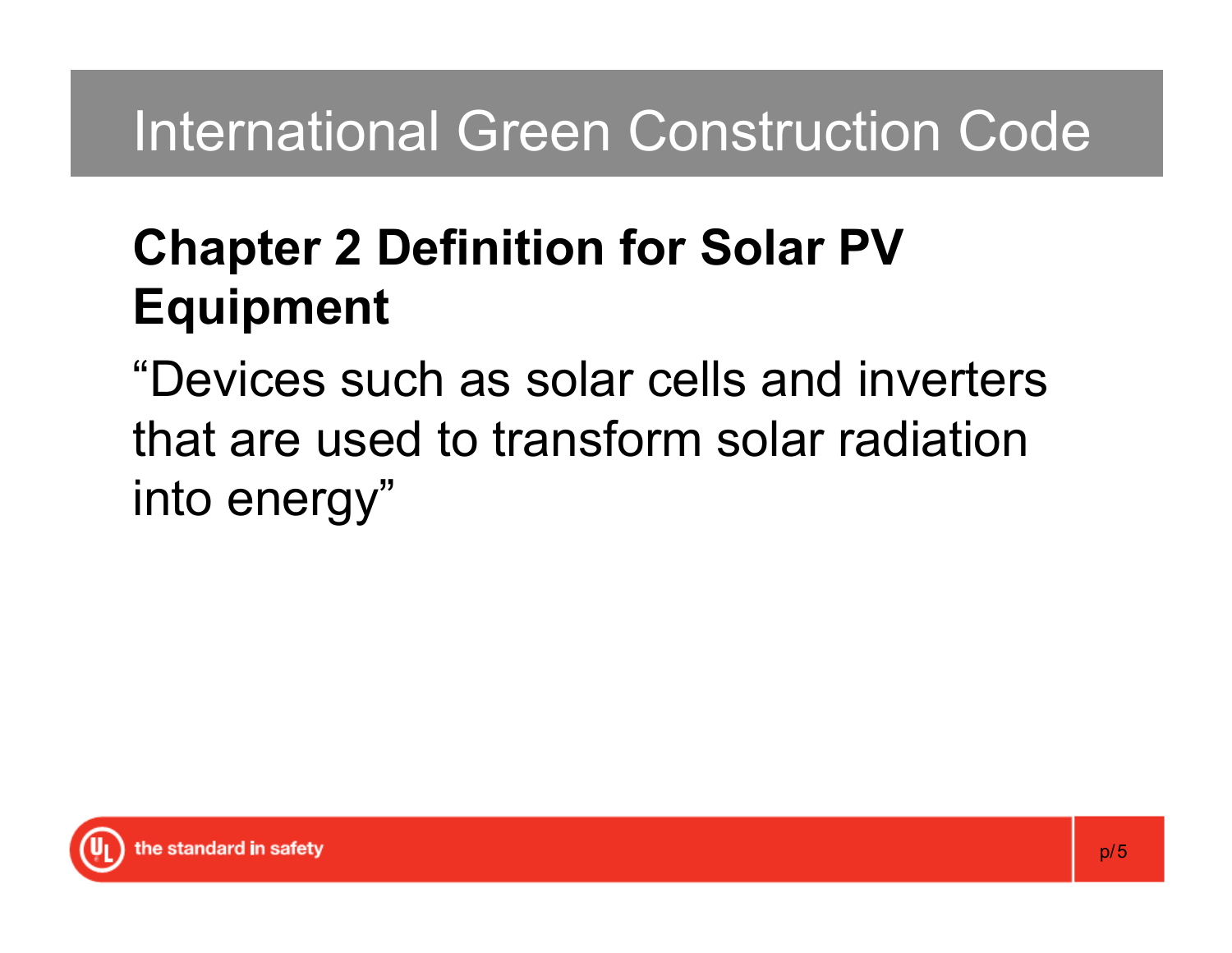# International Green Construction Code

## Chapter 2 Definition for Solar PV Equipment

“Devices such as solar cells and inverters that are used to transform solar radiation into energy”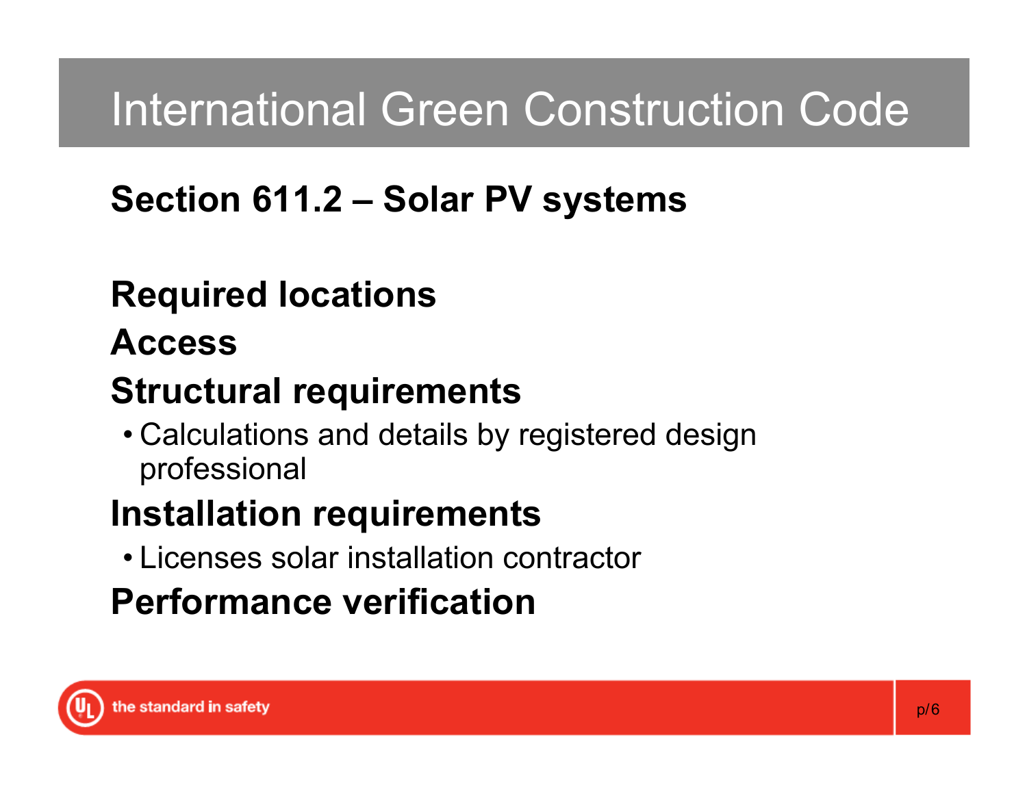# International Green Construction Code

## Section 611.2 – Solar PV systems

**Required locations**

**Access**

**Structural requirements**

- Calculations and details by registered design professional

**Installation requirements**

- Licenses solar installation contractor

**Performance verification**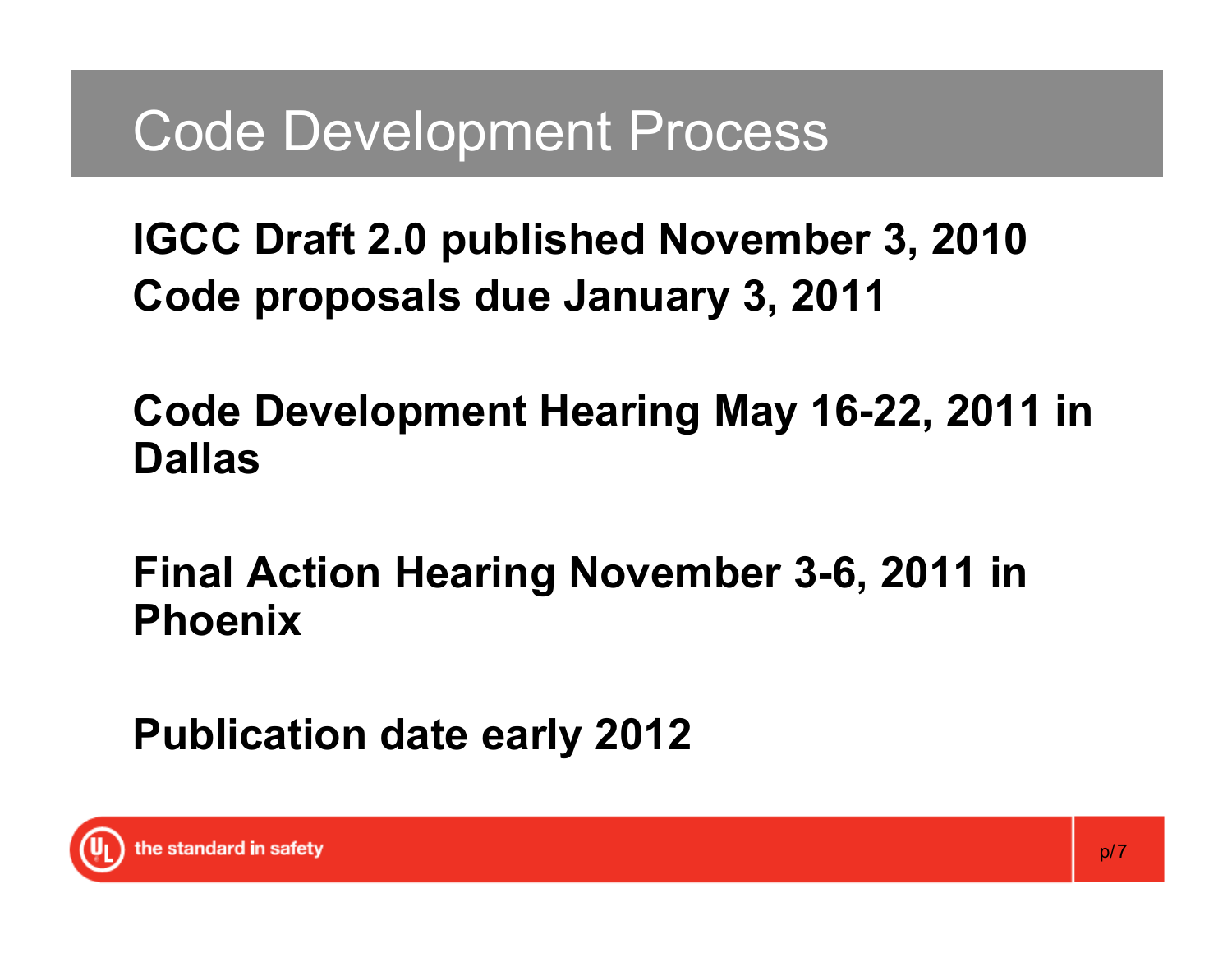# Code Development Process

**IGCC Draft 2.0 published November 3, 2010**
**Code proposals due January 3, 2011**

**Code Development Hearing May 16-22, 2011 in Dallas**

**Final Action Hearing November 3-6, 2011 in Phoenix**

**Publication date early 2012**